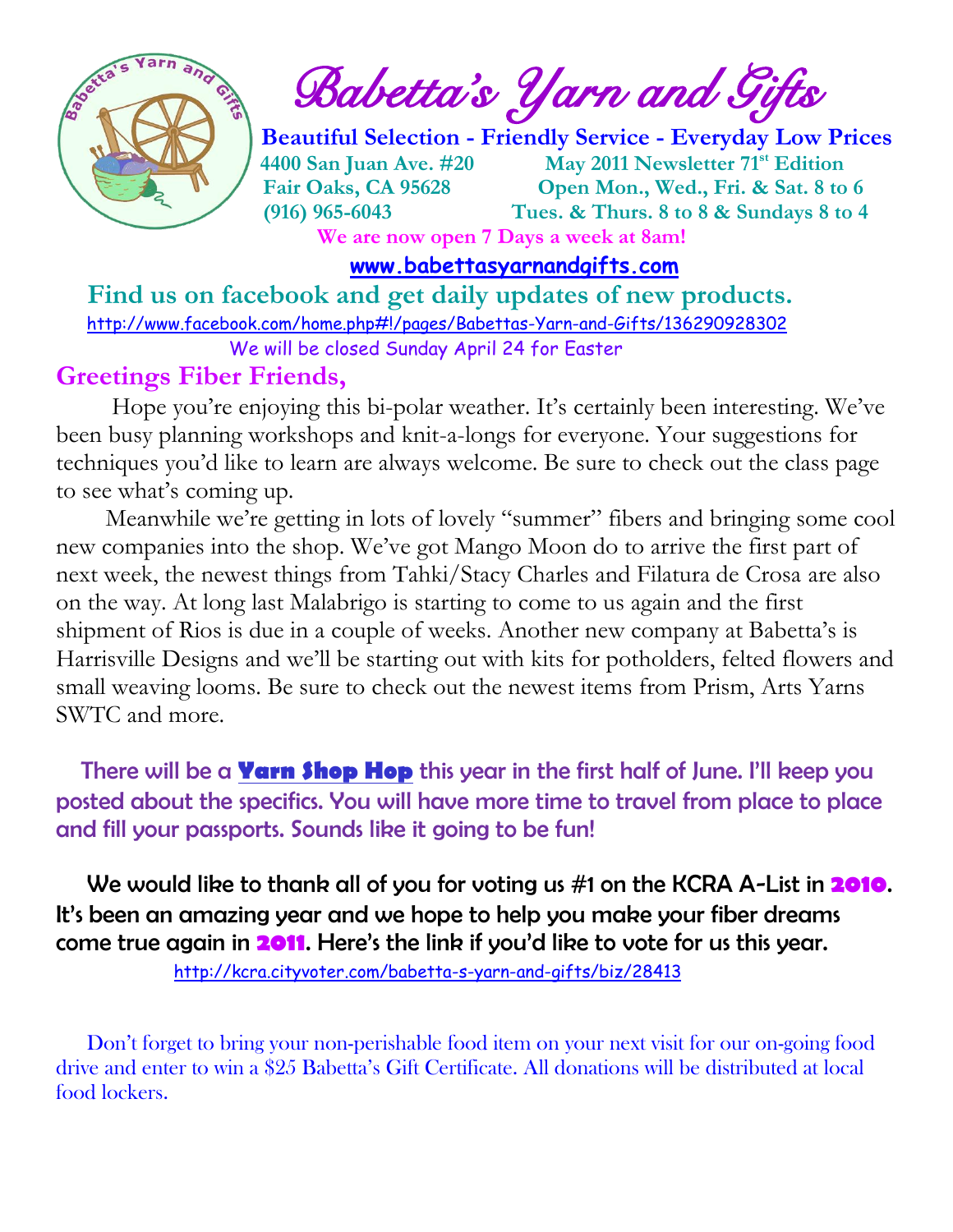# Babetta's Yarn and Gifts

**Beautiful Selection - Friendly Service - Everyday Low Prices**

**4400 San Juan Ave. #20** — **May 2011 Newsletter 71st Edition**
**Fair Oaks, CA 95628** — **Open Mon., Wed., Fri. & Sat. 8 to 6**
**(916) 965-6043** — **Tues. & Thurs. 8 to 8 & Sundays 8 to 4**

**We are now open 7 Days a week at 8am!**

**www.babettasyarnandgifts.com**

## Find us on facebook and get daily updates of new products.

http://www.facebook.com/home.php#!/pages/Babettas-Yarn-and-Gifts/136290928302

We will be closed Sunday April 24 for Easter

## Greetings Fiber Friends,

Hope you're enjoying this bi-polar weather. It's certainly been interesting. We've been busy planning workshops and knit-a-longs for everyone. Your suggestions for techniques you'd like to learn are always welcome. Be sure to check out the class page to see what's coming up.

Meanwhile we're getting in lots of lovely "summer" fibers and bringing some cool new companies into the shop. We've got Mango Moon do to arrive the first part of next week, the newest things from Tahki/Stacy Charles and Filatura de Crosa are also on the way. At long last Malabrigo is starting to come to us again and the first shipment of Rios is due in a couple of weeks. Another new company at Babetta's is Harrisville Designs and we'll be starting out with kits for potholders, felted flowers and small weaving looms. Be sure to check out the newest items from Prism, Arts Yarns SWTC and more.

There will be a **Yarn Shop Hop** this year in the first half of June. I'll keep you posted about the specifics. You will have more time to travel from place to place and fill your passports. Sounds like it going to be fun!

We would like to thank all of you for voting us #1 on the KCRA A-List in **2010**. It's been an amazing year and we hope to help you make your fiber dreams come true again in **2011**. Here's the link if you'd like to vote for us this year.

http://kcra.cityvoter.com/babetta-s-yarn-and-gifts/biz/28413

Don't forget to bring your non-perishable food item on your next visit for our on-going food drive and enter to win a $25 Babetta's Gift Certificate. All donations will be distributed at local food lockers.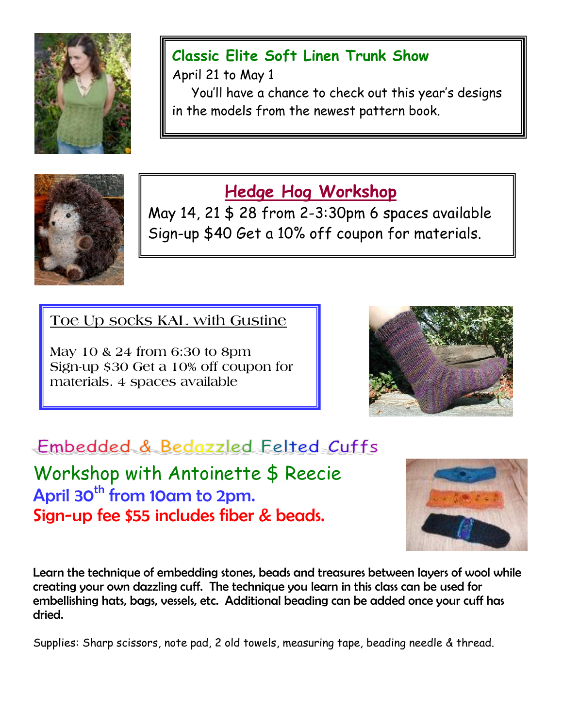## Classic Elite Soft Linen Trunk Show

April 21 to May 1

You'll have a chance to check out this year's designs in the models from the newest pattern book.

## Hedge Hog Workshop

May 14, 21 $ 28 from 2-3:30pm 6 spaces available
Sign-up $40 Get a 10% off coupon for materials.

## Toe Up socks KAL with Gustine

May 10 & 24 from 6:30 to 8pm
Sign-up $30 Get a 10% off coupon for materials. 4 spaces available

## Embedded & Bedazzled Felted Cuffs

### Workshop with Antoinette $ Reecie

**April 30th from 10am to 2pm.**

**Sign-up fee $55 includes fiber & beads.**

**Learn the technique of embedding stones, beads and treasures between layers of wool while creating your own dazzling cuff. The technique you learn in this class can be used for embellishing hats, bags, vessels, etc. Additional beading can be added once your cuff has dried.**

Supplies: Sharp scissors, note pad, 2 old towels, measuring tape, beading needle & thread.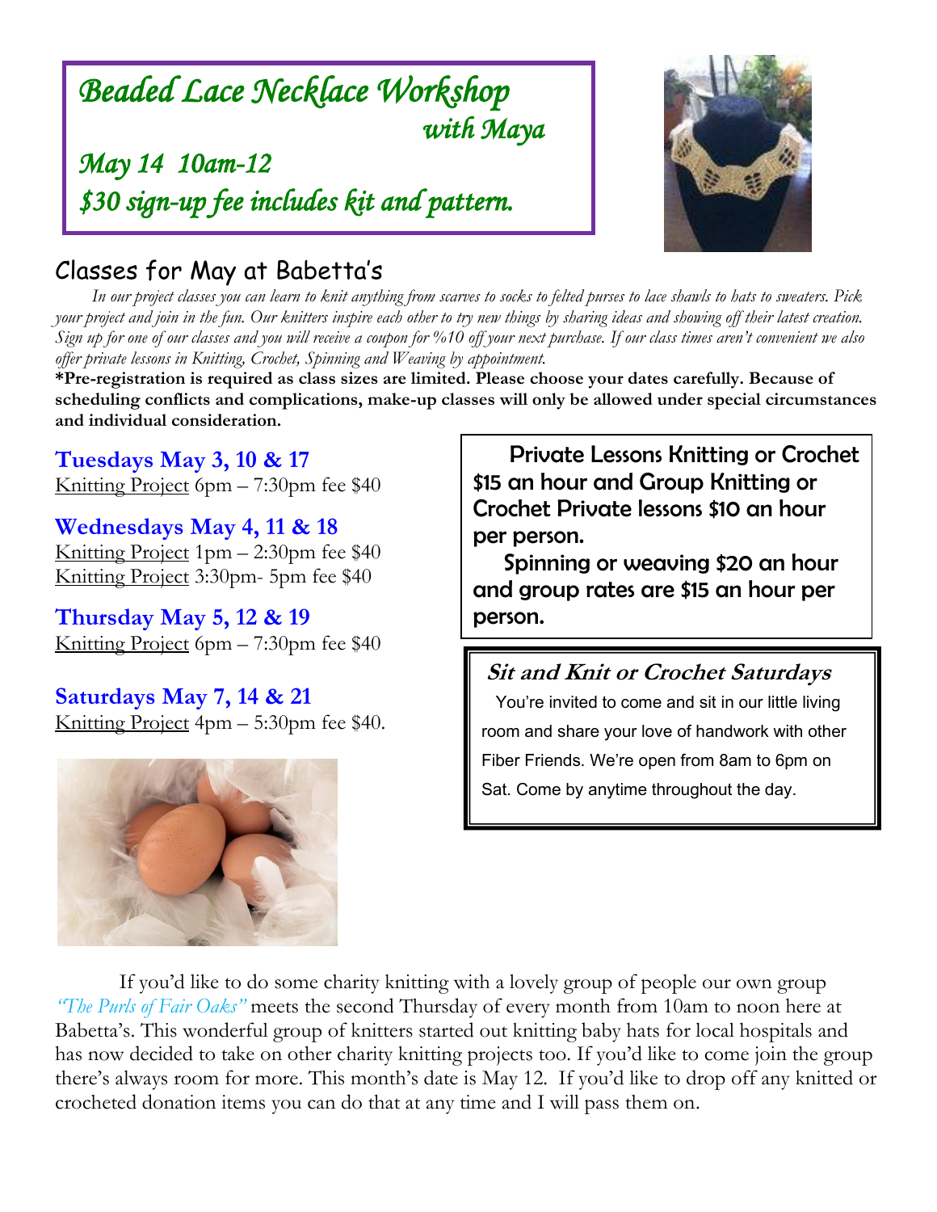# *Beaded Lace Necklace Workshop with Maya*

*May 14 10am-12*

*$30 sign-up fee includes kit and pattern.*

## Classes for May at Babetta's

*In our project classes you can learn to knit anything from scarves to socks to felted purses to lace shawls to hats to sweaters. Pick your project and join in the fun. Our knitters inspire each other to try new things by sharing ideas and showing off their latest creation. Sign up for one of our classes and you will receive a coupon for %10 off your next purchase. If our class times aren't convenient we also offer private lessons in Knitting, Crochet, Spinning and Weaving by appointment.*

**\*Pre-registration is required as class sizes are limited. Please choose your dates carefully. Because of scheduling conflicts and complications, make-up classes will only be allowed under special circumstances and individual consideration.**

### Tuesdays May 3, 10 & 17

Knitting Project 6pm – 7:30pm fee $40

### Wednesdays May 4, 11 & 18

Knitting Project 1pm – 2:30pm fee $40

Knitting Project 3:30pm- 5pm fee $40

### Thursday May 5, 12 & 19

Knitting Project 6pm – 7:30pm fee $40

### Saturdays May 7, 14 & 21

Knitting Project 4pm – 5:30pm fee $40.

Private Lessons Knitting or Crochet $15 an hour and Group Knitting or Crochet Private lessons $10 an hour per person.

Spinning or weaving $20 an hour and group rates are $15 an hour per person.

### *Sit and Knit or Crochet Saturdays*

You're invited to come and sit in our little living room and share your love of handwork with other Fiber Friends. We're open from 8am to 6pm on Sat. Come by anytime throughout the day.

If you'd like to do some charity knitting with a lovely group of people our own group *"The Purls of Fair Oaks"* meets the second Thursday of every month from 10am to noon here at Babetta's. This wonderful group of knitters started out knitting baby hats for local hospitals and has now decided to take on other charity knitting projects too. If you'd like to come join the group there's always room for more. This month's date is May 12. If you'd like to drop off any knitted or crocheted donation items you can do that at any time and I will pass them on.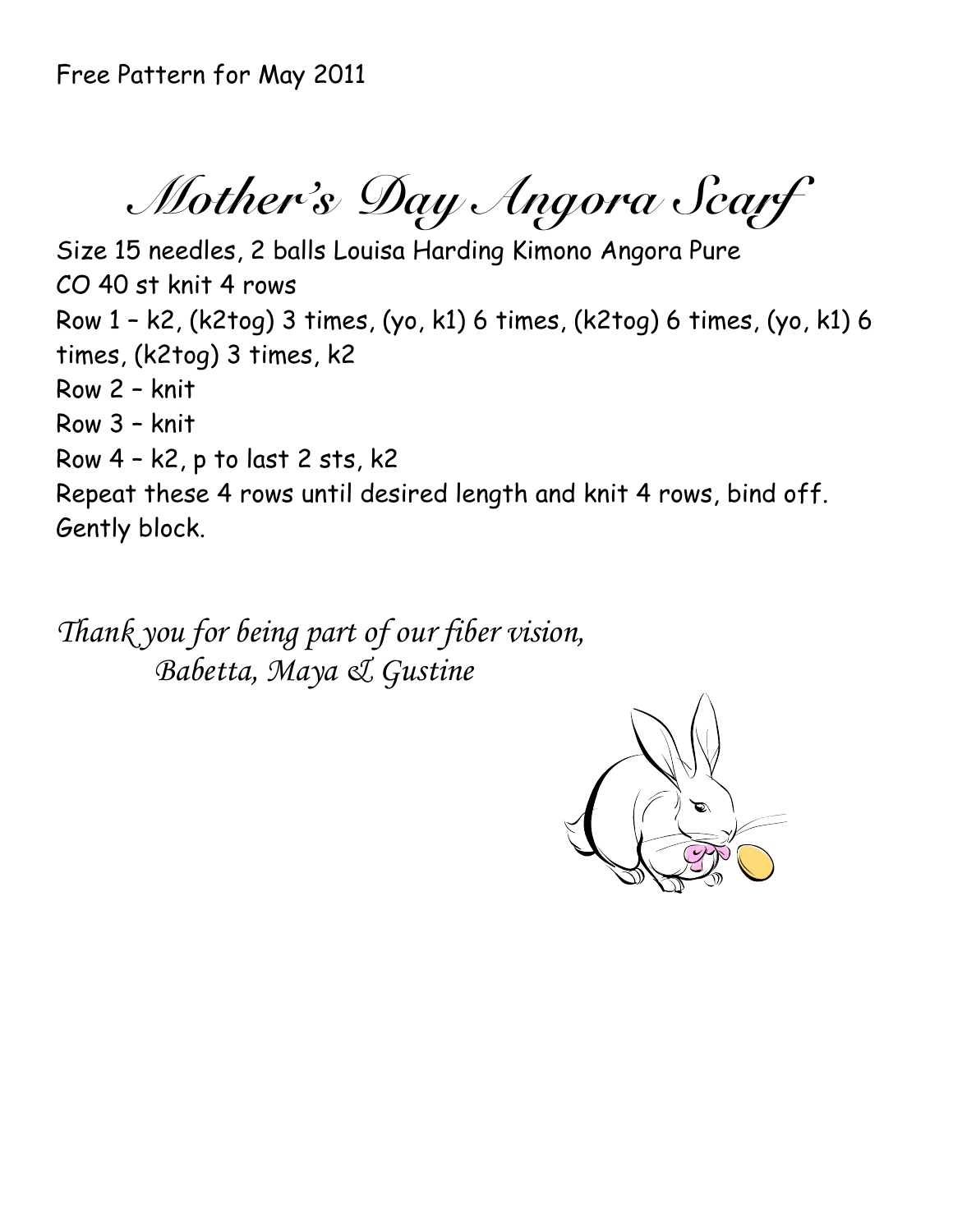Free Pattern for May 2011

# *Mother's Day Angora Scarf*

Size 15 needles, 2 balls Louisa Harding Kimono Angora Pure

CO 40 st knit 4 rows

Row 1 – k2, (k2tog) 3 times, (yo, k1) 6 times, (k2tog) 6 times, (yo, k1) 6 times, (k2tog) 3 times, k2

Row 2 – knit

Row 3 – knit

Row 4 – k2, p to last 2 sts, k2

Repeat these 4 rows until desired length and knit 4 rows, bind off. Gently block.

*Thank you for being part of our fiber vision,*
*Babetta, Maya & Gustine*